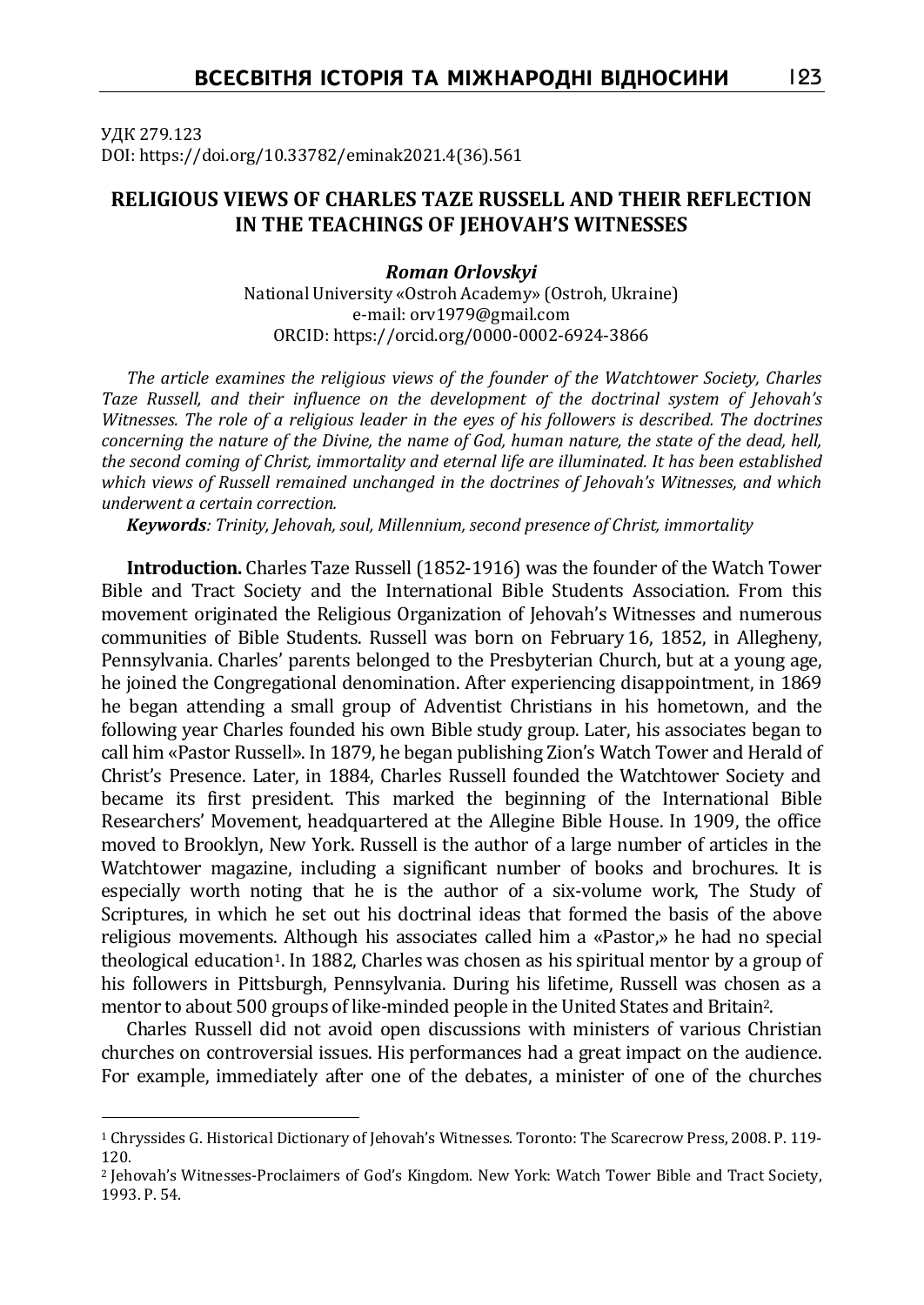УДК 279.123
DOI: https://doi.org/10.33782/eminak2021.4(36).561

## RELIGIOUS VIEWS OF CHARLES TAZE RUSSELL AND THEIR REFLECTION IN THE TEACHINGS OF JEHOVAH'S WITNESSES

***Roman Orlovskyi***
National University «Ostroh Academy» (Ostroh, Ukraine)
e-mail: orv1979@gmail.com
ORCID: https://orcid.org/0000-0002-6924-3866

*The article examines the religious views of the founder of the Watchtower Society, Charles Taze Russell, and their influence on the development of the doctrinal system of Jehovah's Witnesses. The role of a religious leader in the eyes of his followers is described. The doctrines concerning the nature of the Divine, the name of God, human nature, the state of the dead, hell, the second coming of Christ, immortality and eternal life are illuminated. It has been established which views of Russell remained unchanged in the doctrines of Jehovah's Witnesses, and which underwent a certain correction.*

***Keywords****: Trinity, Jehovah, soul, Millennium, second presence of Christ, immortality*

**Introduction.** Charles Taze Russell (1852-1916) was the founder of the Watch Tower Bible and Tract Society and the International Bible Students Association. From this movement originated the Religious Organization of Jehovah's Witnesses and numerous communities of Bible Students. Russell was born on February 16, 1852, in Allegheny, Pennsylvania. Charles' parents belonged to the Presbyterian Church, but at a young age, he joined the Congregational denomination. After experiencing disappointment, in 1869 he began attending a small group of Adventist Christians in his hometown, and the following year Charles founded his own Bible study group. Later, his associates began to call him «Pastor Russell». In 1879, he began publishing Zion's Watch Tower and Herald of Christ's Presence. Later, in 1884, Charles Russell founded the Watchtower Society and became its first president. This marked the beginning of the International Bible Researchers' Movement, headquartered at the Allegine Bible House. In 1909, the office moved to Brooklyn, New York. Russell is the author of a large number of articles in the Watchtower magazine, including a significant number of books and brochures. It is especially worth noting that he is the author of a six-volume work, The Study of Scriptures, in which he set out his doctrinal ideas that formed the basis of the above religious movements. Although his associates called him a «Pastor,» he had no special theological education[1]. In 1882, Charles was chosen as his spiritual mentor by a group of his followers in Pittsburgh, Pennsylvania. During his lifetime, Russell was chosen as a mentor to about 500 groups of like-minded people in the United States and Britain[2].

Charles Russell did not avoid open discussions with ministers of various Christian churches on controversial issues. His performances had a great impact on the audience. For example, immediately after one of the debates, a minister of one of the churches

---

[1] Chryssides G. Historical Dictionary of Jehovah's Witnesses. Toronto: The Scarecrow Press, 2008. P. 119-120.

[2] Jehovah's Witnesses-Proclaimers of God's Kingdom. New York: Watch Tower Bible and Tract Society, 1993. P. 54.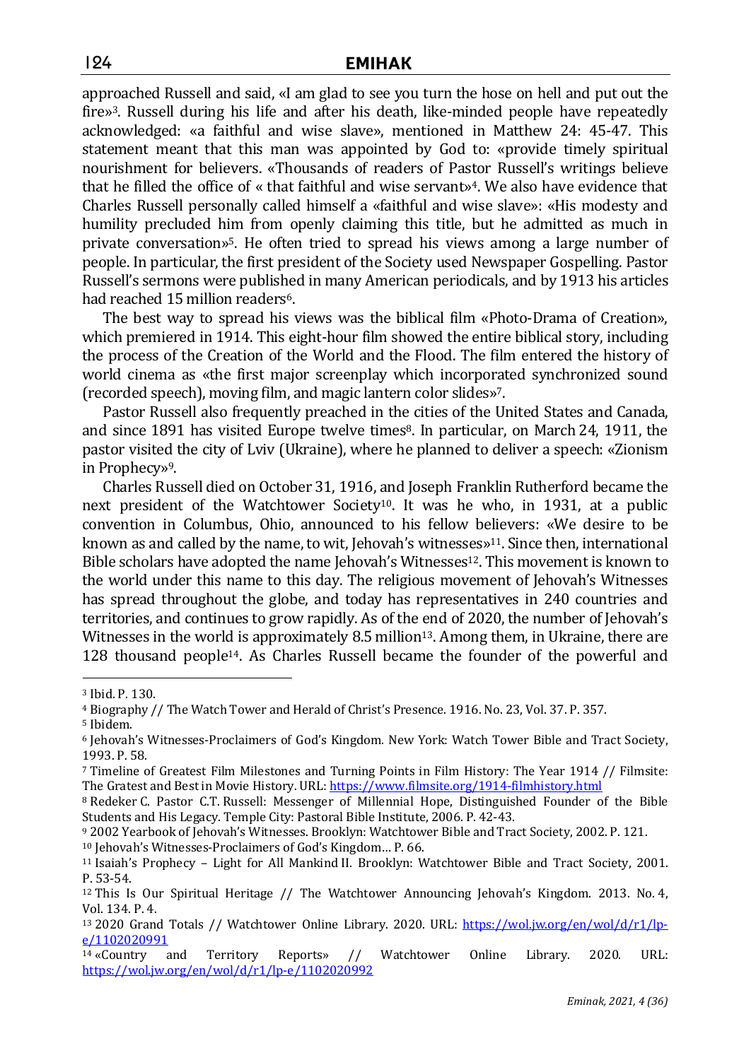approached Russell and said, «I am glad to see you turn the hose on hell and put out the fire»[3]. Russell during his life and after his death, like-minded people have repeatedly acknowledged: «a faithful and wise slave», mentioned in Matthew 24: 45-47. This statement meant that this man was appointed by God to: «provide timely spiritual nourishment for believers. «Thousands of readers of Pastor Russell's writings believe that he filled the office of « that faithful and wise servant»[4]. We also have evidence that Charles Russell personally called himself a «faithful and wise slave»: «His modesty and humility precluded him from openly claiming this title, but he admitted as much in private conversation»[5]. He often tried to spread his views among a large number of people. In particular, the first president of the Society used Newspaper Gospelling. Pastor Russell's sermons were published in many American periodicals, and by 1913 his articles had reached 15 million readers[6].

The best way to spread his views was the biblical film «Photo-Drama of Creation», which premiered in 1914. This eight-hour film showed the entire biblical story, including the process of the Creation of the World and the Flood. The film entered the history of world cinema as «the first major screenplay which incorporated synchronized sound (recorded speech), moving film, and magic lantern color slides»[7].

Pastor Russell also frequently preached in the cities of the United States and Canada, and since 1891 has visited Europe twelve times[8]. In particular, on March 24, 1911, the pastor visited the city of Lviv (Ukraine), where he planned to deliver a speech: «Zionism in Prophecy»[9].

Charles Russell died on October 31, 1916, and Joseph Franklin Rutherford became the next president of the Watchtower Society[10]. It was he who, in 1931, at a public convention in Columbus, Ohio, announced to his fellow believers: «We desire to be known as and called by the name, to wit, Jehovah's witnesses»[11]. Since then, international Bible scholars have adopted the name Jehovah's Witnesses[12]. This movement is known to the world under this name to this day. The religious movement of Jehovah's Witnesses has spread throughout the globe, and today has representatives in 240 countries and territories, and continues to grow rapidly. As of the end of 2020, the number of Jehovah's Witnesses in the world is approximately 8.5 million[13]. Among them, in Ukraine, there are 128 thousand people[14]. As Charles Russell became the founder of the powerful and

---

[3] Ibid. P. 130.

[4] Biography // The Watch Tower and Herald of Christ's Presence. 1916. No. 23, Vol. 37. P. 357.

[5] Ibidem.

[6] Jehovah's Witnesses-Proclaimers of God's Kingdom. New York: Watch Tower Bible and Tract Society, 1993. P. 58.

[7] Timeline of Greatest Film Milestones and Turning Points in Film History: The Year 1914 // Filmsite: The Gratest and Best in Movie History. URL: https://www.filmsite.org/1914-filmhistory.html

[8] Redeker C. Pastor C.T. Russell: Messenger of Millennial Hope, Distinguished Founder of the Bible Students and His Legacy. Temple City: Pastoral Bible Institute, 2006. P. 42-43.

[9] 2002 Yearbook of Jehovah's Witnesses. Brooklyn: Watchtower Bible and Tract Society, 2002. P. 121.

[10] Jehovah's Witnesses-Proclaimers of God's Kingdom… P. 66.

[11] Isaiah's Prophecy – Light for All Mankind II. Brooklyn: Watchtower Bible and Tract Society, 2001. P. 53-54.

[12] This Is Our Spiritual Heritage // The Watchtower Announcing Jehovah's Kingdom. 2013. No. 4, Vol. 134. P. 4.

[13] 2020 Grand Totals // Watchtower Online Library. 2020. URL: https://wol.jw.org/en/wol/d/r1/lp-e/1102020991

[14] «Country and Territory Reports» // Watchtower Online Library. 2020. URL: https://wol.jw.org/en/wol/d/r1/lp-e/1102020992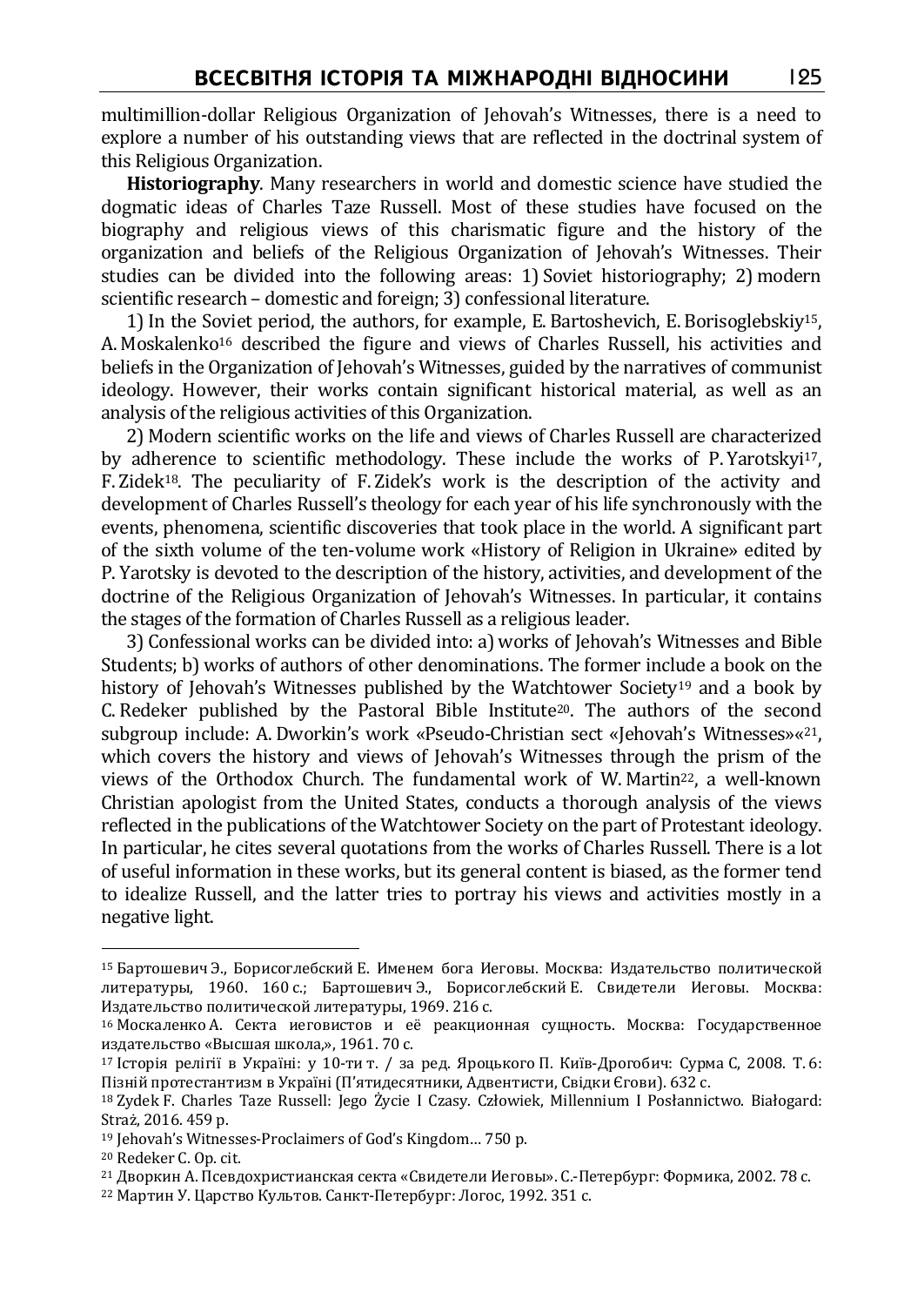multimillion-dollar Religious Organization of Jehovah's Witnesses, there is a need to explore a number of his outstanding views that are reflected in the doctrinal system of this Religious Organization.

**Historiography**. Many researchers in world and domestic science have studied the dogmatic ideas of Charles Taze Russell. Most of these studies have focused on the biography and religious views of this charismatic figure and the history of the organization and beliefs of the Religious Organization of Jehovah's Witnesses. Their studies can be divided into the following areas: 1) Soviet historiography; 2) modern scientific research – domestic and foreign; 3) confessional literature.

1) In the Soviet period, the authors, for example, E. Bartoshevich, E. Borisoglebskiy[15], A. Moskalenko[16] described the figure and views of Charles Russell, his activities and beliefs in the Organization of Jehovah's Witnesses, guided by the narratives of communist ideology. However, their works contain significant historical material, as well as an analysis of the religious activities of this Organization.

2) Modern scientific works on the life and views of Charles Russell are characterized by adherence to scientific methodology. These include the works of P. Yarotskyi[17], F. Zidek[18]. The peculiarity of F. Zidek's work is the description of the activity and development of Charles Russell's theology for each year of his life synchronously with the events, phenomena, scientific discoveries that took place in the world. A significant part of the sixth volume of the ten-volume work «History of Religion in Ukraine» edited by P. Yarotsky is devoted to the description of the history, activities, and development of the doctrine of the Religious Organization of Jehovah's Witnesses. In particular, it contains the stages of the formation of Charles Russell as a religious leader.

3) Confessional works can be divided into: a) works of Jehovah's Witnesses and Bible Students; b) works of authors of other denominations. The former include a book on the history of Jehovah's Witnesses published by the Watchtower Society[19] and a book by C. Redeker published by the Pastoral Bible Institute[20]. The authors of the second subgroup include: A. Dworkin's work «Pseudo-Christian sect «Jehovah's Witnesses»«[21], which covers the history and views of Jehovah's Witnesses through the prism of the views of the Orthodox Church. The fundamental work of W. Martin[22], a well-known Christian apologist from the United States, conducts a thorough analysis of the views reflected in the publications of the Watchtower Society on the part of Protestant ideology. In particular, he cites several quotations from the works of Charles Russell. There is a lot of useful information in these works, but its general content is biased, as the former tend to idealize Russell, and the latter tries to portray his views and activities mostly in a negative light.

---

[15] Бартошевич Э., Борисоглебский Е. Именем бога Иеговы. Москва: Издательство политической литературы, 1960. 160 с.; Бартошевич Э., Борисоглебский Е. Свидетели Иеговы. Москва: Издательство политической литературы, 1969. 216 с.

[16] Москаленко А. Секта иеговистов и её реакционная сущность. Москва: Государственное издательство «Высшая школа,», 1961. 70 с.

[17] Історія релігії в Україні: у 10-ти т. / за ред. Яроцького П. Київ-Дрогобич: Сурма С, 2008. Т. 6: Пізній протестантизм в Україні (П'ятидесятники, Адвентисти, Свідки Єгови). 632 с.

[18] Zydek F. Charles Taze Russell: Jego Życie I Czasy. Człowiek, Millennium I Posłannictwo. Białogard: Straż, 2016. 459 p.

[19] Jehovah's Witnesses-Proclaimers of God's Kingdom… 750 p.

[20] Redeker C. Op. cit.

[21] Дворкин А. Псевдохристианская секта «Свидетели Иеговы». С.-Петербург: Формика, 2002. 78 с.

[22] Мартин У. Царство Культов. Санкт-Петербург: Логос, 1992. 351 с.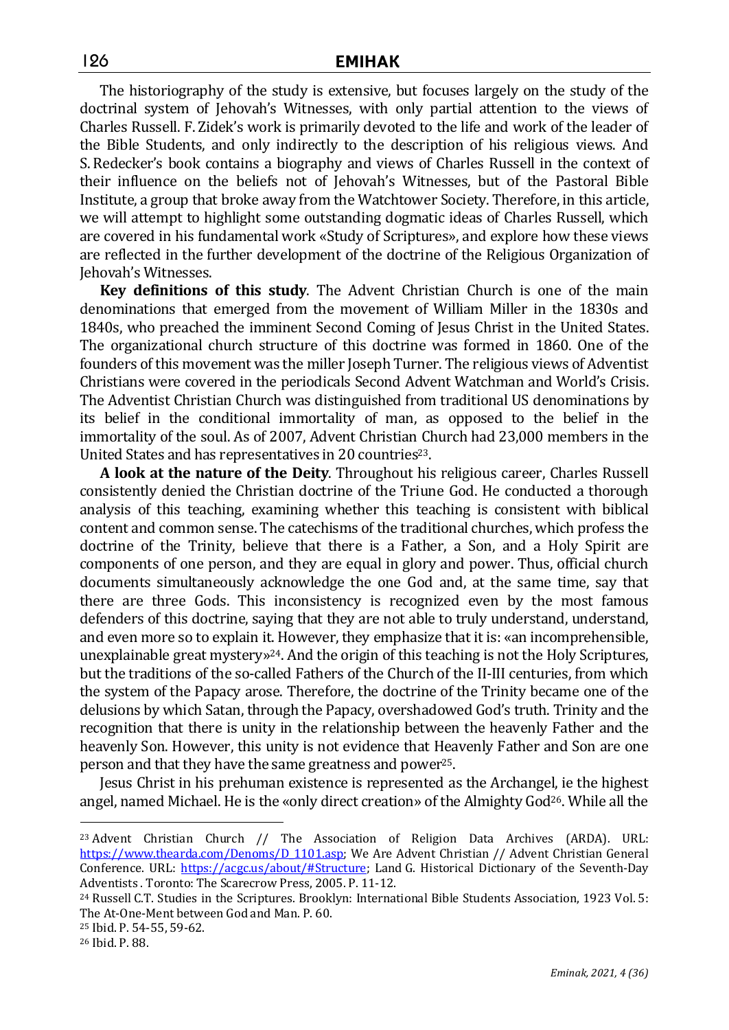The historiography of the study is extensive, but focuses largely on the study of the doctrinal system of Jehovah's Witnesses, with only partial attention to the views of Charles Russell. F. Zidek's work is primarily devoted to the life and work of the leader of the Bible Students, and only indirectly to the description of his religious views. And S. Redecker's book contains a biography and views of Charles Russell in the context of their influence on the beliefs not of Jehovah's Witnesses, but of the Pastoral Bible Institute, a group that broke away from the Watchtower Society. Therefore, in this article, we will attempt to highlight some outstanding dogmatic ideas of Charles Russell, which are covered in his fundamental work «Study of Scriptures», and explore how these views are reflected in the further development of the doctrine of the Religious Organization of Jehovah's Witnesses.

**Key definitions of this study**. The Advent Christian Church is one of the main denominations that emerged from the movement of William Miller in the 1830s and 1840s, who preached the imminent Second Coming of Jesus Christ in the United States. The organizational church structure of this doctrine was formed in 1860. One of the founders of this movement was the miller Joseph Turner. The religious views of Adventist Christians were covered in the periodicals Second Advent Watchman and World's Crisis. The Adventist Christian Church was distinguished from traditional US denominations by its belief in the conditional immortality of man, as opposed to the belief in the immortality of the soul. As of 2007, Advent Christian Church had 23,000 members in the United States and has representatives in 20 countries[23].

**A look at the nature of the Deity**. Throughout his religious career, Charles Russell consistently denied the Christian doctrine of the Triune God. He conducted a thorough analysis of this teaching, examining whether this teaching is consistent with biblical content and common sense. The catechisms of the traditional churches, which profess the doctrine of the Trinity, believe that there is a Father, a Son, and a Holy Spirit are components of one person, and they are equal in glory and power. Thus, official church documents simultaneously acknowledge the one God and, at the same time, say that there are three Gods. This inconsistency is recognized even by the most famous defenders of this doctrine, saying that they are not able to truly understand, understand, and even more so to explain it. However, they emphasize that it is: «an incomprehensible, unexplainable great mystery»[24]. And the origin of this teaching is not the Holy Scriptures, but the traditions of the so-called Fathers of the Church of the II-III centuries, from which the system of the Papacy arose. Therefore, the doctrine of the Trinity became one of the delusions by which Satan, through the Papacy, overshadowed God's truth. Trinity and the recognition that there is unity in the relationship between the heavenly Father and the heavenly Son. However, this unity is not evidence that Heavenly Father and Son are one person and that they have the same greatness and power[25].

Jesus Christ in his prehuman existence is represented as the Archangel, ie the highest angel, named Michael. He is the «only direct creation» of the Almighty God[26]. While all the

---

[23] Advent Christian Church // The Association of Religion Data Archives (ARDA). URL: https://www.thearda.com/Denoms/D_1101.asp; We Are Advent Christian // Advent Christian General Conference. URL: https://acgc.us/about/#Structure; Land G. Historical Dictionary of the Seventh-Day Adventists. Toronto: The Scarecrow Press, 2005. P. 11-12.

[24] Russell C.T. Studies in the Scriptures. Brooklyn: International Bible Students Association, 1923 Vol. 5: The At-One-Ment between God and Man. P. 60.

[25] Ibid. P. 54-55, 59-62.

[26] Ibid. P. 88.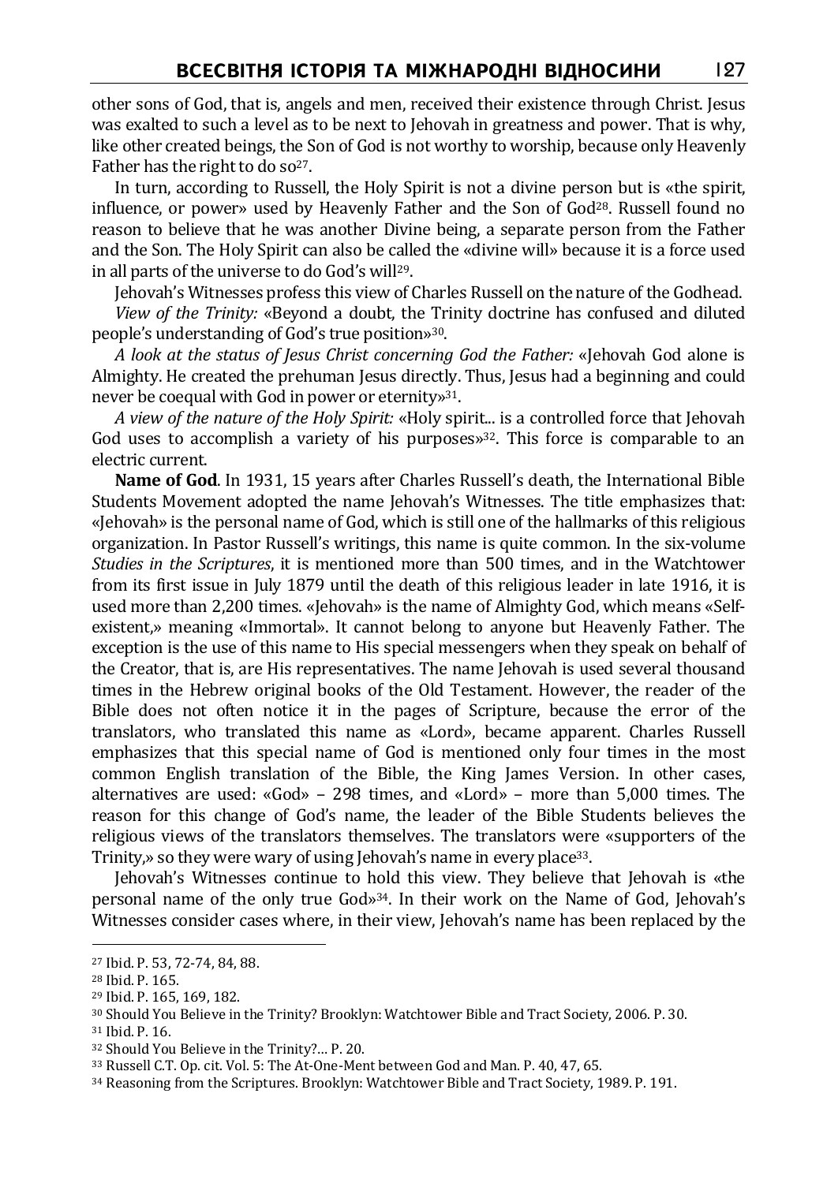other sons of God, that is, angels and men, received their existence through Christ. Jesus was exalted to such a level as to be next to Jehovah in greatness and power. That is why, like other created beings, the Son of God is not worthy to worship, because only Heavenly Father has the right to do so[27].

In turn, according to Russell, the Holy Spirit is not a divine person but is «the spirit, influence, or power» used by Heavenly Father and the Son of God[28]. Russell found no reason to believe that he was another Divine being, a separate person from the Father and the Son. The Holy Spirit can also be called the «divine will» because it is a force used in all parts of the universe to do God's will[29].

Jehovah's Witnesses profess this view of Charles Russell on the nature of the Godhead.

*View of the Trinity:* «Beyond a doubt, the Trinity doctrine has confused and diluted people's understanding of God's true position»[30].

*A look at the status of Jesus Christ concerning God the Father:* «Jehovah God alone is Almighty. He created the prehuman Jesus directly. Thus, Jesus had a beginning and could never be coequal with God in power or eternity»[31].

*A view of the nature of the Holy Spirit:* «Holy spirit... is a controlled force that Jehovah God uses to accomplish a variety of his purposes»[32]. This force is comparable to an electric current.

**Name of God**. In 1931, 15 years after Charles Russell's death, the International Bible Students Movement adopted the name Jehovah's Witnesses. The title emphasizes that: «Jehovah» is the personal name of God, which is still one of the hallmarks of this religious organization. In Pastor Russell's writings, this name is quite common. In the six-volume *Studies in the Scriptures*, it is mentioned more than 500 times, and in the Watchtower from its first issue in July 1879 until the death of this religious leader in late 1916, it is used more than 2,200 times. «Jehovah» is the name of Almighty God, which means «Self-existent,» meaning «Immortal». It cannot belong to anyone but Heavenly Father. The exception is the use of this name to His special messengers when they speak on behalf of the Creator, that is, are His representatives. The name Jehovah is used several thousand times in the Hebrew original books of the Old Testament. However, the reader of the Bible does not often notice it in the pages of Scripture, because the error of the translators, who translated this name as «Lord», became apparent. Charles Russell emphasizes that this special name of God is mentioned only four times in the most common English translation of the Bible, the King James Version. In other cases, alternatives are used: «God» – 298 times, and «Lord» – more than 5,000 times. The reason for this change of God's name, the leader of the Bible Students believes the religious views of the translators themselves. The translators were «supporters of the Trinity,» so they were wary of using Jehovah's name in every place[33].

Jehovah's Witnesses continue to hold this view. They believe that Jehovah is «the personal name of the only true God»[34]. In their work on the Name of God, Jehovah's Witnesses consider cases where, in their view, Jehovah's name has been replaced by the

---

[27] Ibid. P. 53, 72-74, 84, 88.

[28] Ibid. P. 165.

[29] Ibid. P. 165, 169, 182.

[30] Should You Believe in the Trinity? Brooklyn: Watchtower Bible and Tract Society, 2006. P. 30.

[31] Ibid. P. 16.

[32] Should You Believe in the Trinity?... P. 20.

[33] Russell C.T. Op. cit. Vol. 5: The At-One-Ment between God and Man. P. 40, 47, 65.

[34] Reasoning from the Scriptures. Brooklyn: Watchtower Bible and Tract Society, 1989. P. 191.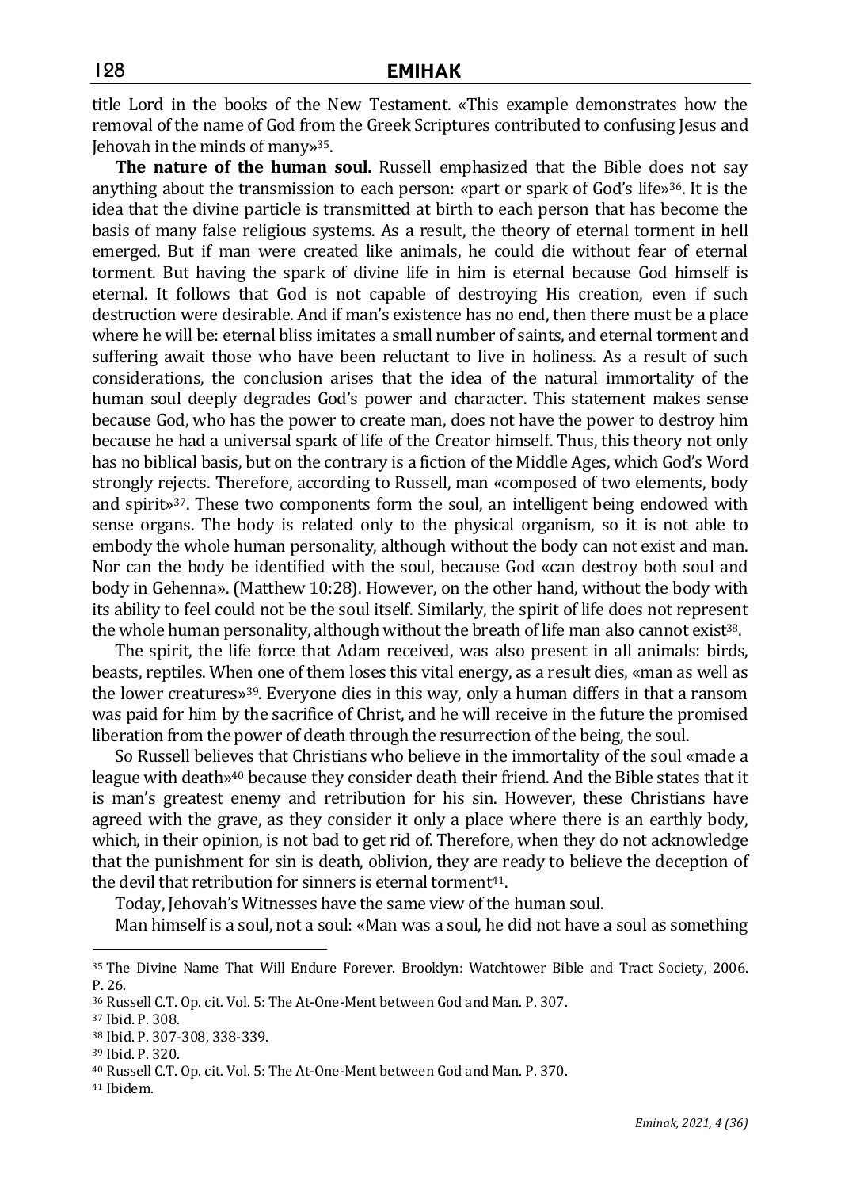title Lord in the books of the New Testament. «This example demonstrates how the removal of the name of God from the Greek Scriptures contributed to confusing Jesus and Jehovah in the minds of many»[35].

**The nature of the human soul.** Russell emphasized that the Bible does not say anything about the transmission to each person: «part or spark of God's life»[36]. It is the idea that the divine particle is transmitted at birth to each person that has become the basis of many false religious systems. As a result, the theory of eternal torment in hell emerged. But if man were created like animals, he could die without fear of eternal torment. But having the spark of divine life in him is eternal because God himself is eternal. It follows that God is not capable of destroying His creation, even if such destruction were desirable. And if man's existence has no end, then there must be a place where he will be: eternal bliss imitates a small number of saints, and eternal torment and suffering await those who have been reluctant to live in holiness. As a result of such considerations, the conclusion arises that the idea of the natural immortality of the human soul deeply degrades God's power and character. This statement makes sense because God, who has the power to create man, does not have the power to destroy him because he had a universal spark of life of the Creator himself. Thus, this theory not only has no biblical basis, but on the contrary is a fiction of the Middle Ages, which God's Word strongly rejects. Therefore, according to Russell, man «composed of two elements, body and spirit»[37]. These two components form the soul, an intelligent being endowed with sense organs. The body is related only to the physical organism, so it is not able to embody the whole human personality, although without the body can not exist and man. Nor can the body be identified with the soul, because God «can destroy both soul and body in Gehenna». (Matthew 10:28). However, on the other hand, without the body with its ability to feel could not be the soul itself. Similarly, the spirit of life does not represent the whole human personality, although without the breath of life man also cannot exist[38].

The spirit, the life force that Adam received, was also present in all animals: birds, beasts, reptiles. When one of them loses this vital energy, as a result dies, «man as well as the lower creatures»[39]. Everyone dies in this way, only a human differs in that a ransom was paid for him by the sacrifice of Christ, and he will receive in the future the promised liberation from the power of death through the resurrection of the being, the soul.

So Russell believes that Christians who believe in the immortality of the soul «made a league with death»[40] because they consider death their friend. And the Bible states that it is man's greatest enemy and retribution for his sin. However, these Christians have agreed with the grave, as they consider it only a place where there is an earthly body, which, in their opinion, is not bad to get rid of. Therefore, when they do not acknowledge that the punishment for sin is death, oblivion, they are ready to believe the deception of the devil that retribution for sinners is eternal torment[41].

Today, Jehovah's Witnesses have the same view of the human soul.

Man himself is a soul, not a soul: «Man was a soul, he did not have a soul as something

---

[35] The Divine Name That Will Endure Forever. Brooklyn: Watchtower Bible and Tract Society, 2006. P. 26.

[36] Russell C.T. Op. cit. Vol. 5: The At-One-Ment between God and Man. P. 307.

[37] Ibid. P. 308.

[38] Ibid. P. 307-308, 338-339.

[39] Ibid. P. 320.

[40] Russell C.T. Op. cit. Vol. 5: The At-One-Ment between God and Man. P. 370.

[41] Ibidem.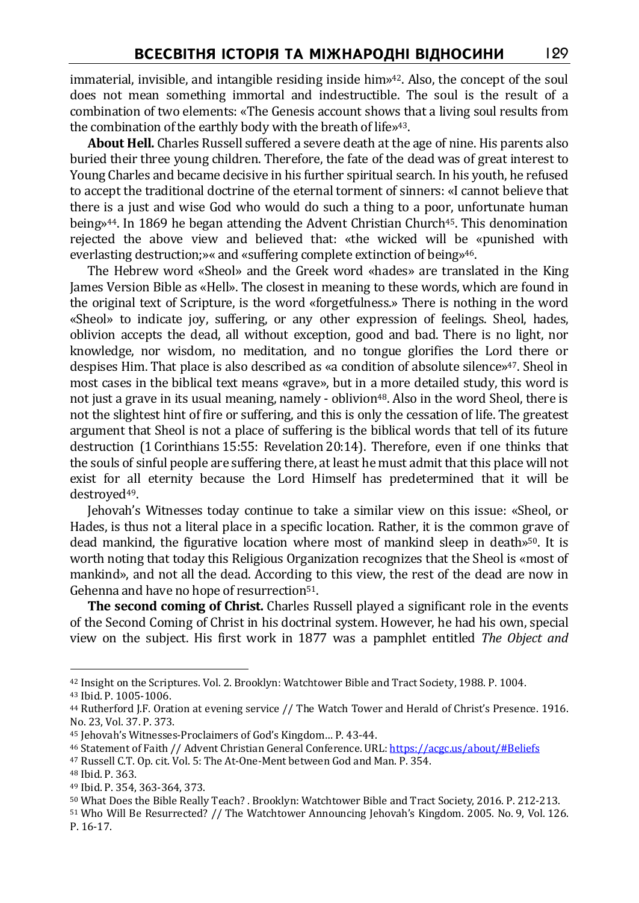immaterial, invisible, and intangible residing inside him»[42]. Also, the concept of the soul does not mean something immortal and indestructible. The soul is the result of a combination of two elements: «The Genesis account shows that a living soul results from the combination of the earthly body with the breath of life»[43].

**About Hell.** Charles Russell suffered a severe death at the age of nine. His parents also buried their three young children. Therefore, the fate of the dead was of great interest to Young Charles and became decisive in his further spiritual search. In his youth, he refused to accept the traditional doctrine of the eternal torment of sinners: «I cannot believe that there is a just and wise God who would do such a thing to a poor, unfortunate human being»[44]. In 1869 he began attending the Advent Christian Church[45]. This denomination rejected the above view and believed that: «the wicked will be «punished with everlasting destruction;»« and «suffering complete extinction of being»[46].

The Hebrew word «Sheol» and the Greek word «hades» are translated in the King James Version Bible as «Hell». The closest in meaning to these words, which are found in the original text of Scripture, is the word «forgetfulness.» There is nothing in the word «Sheol» to indicate joy, suffering, or any other expression of feelings. Sheol, hades, oblivion accepts the dead, all without exception, good and bad. There is no light, nor knowledge, nor wisdom, no meditation, and no tongue glorifies the Lord there or despises Him. That place is also described as «a condition of absolute silence»[47]. Sheol in most cases in the biblical text means «grave», but in a more detailed study, this word is not just a grave in its usual meaning, namely - oblivion[48]. Also in the word Sheol, there is not the slightest hint of fire or suffering, and this is only the cessation of life. The greatest argument that Sheol is not a place of suffering is the biblical words that tell of its future destruction (1 Corinthians 15:55: Revelation 20:14). Therefore, even if one thinks that the souls of sinful people are suffering there, at least he must admit that this place will not exist for all eternity because the Lord Himself has predetermined that it will be destroyed[49].

Jehovah's Witnesses today continue to take a similar view on this issue: «Sheol, or Hades, is thus not a literal place in a specific location. Rather, it is the common grave of dead mankind, the figurative location where most of mankind sleep in death»[50]. It is worth noting that today this Religious Organization recognizes that the Sheol is «most of mankind», and not all the dead. According to this view, the rest of the dead are now in Gehenna and have no hope of resurrection[51].

**The second coming of Christ.** Charles Russell played a significant role in the events of the Second Coming of Christ in his doctrinal system. However, he had his own, special view on the subject. His first work in 1877 was a pamphlet entitled *The Object and*

---

[42] Insight on the Scriptures. Vol. 2. Brooklyn: Watchtower Bible and Tract Society, 1988. P. 1004.

[43] Ibid. P. 1005-1006.

[44] Rutherford J.F. Oration at evening service // The Watch Tower and Herald of Christ's Presence. 1916. No. 23, Vol. 37. P. 373.

[45] Jehovah's Witnesses-Proclaimers of God's Kingdom… P. 43-44.

[46] Statement of Faith // Advent Christian General Conference. URL: https://acgc.us/about/#Beliefs

[47] Russell C.T. Op. cit. Vol. 5: The At-One-Ment between God and Man. P. 354.

[48] Ibid. P. 363.

[49] Ibid. P. 354, 363-364, 373.

[50] What Does the Bible Really Teach? . Brooklyn: Watchtower Bible and Tract Society, 2016. P. 212-213.

[51] Who Will Be Resurrected? // The Watchtower Announcing Jehovah's Kingdom. 2005. No. 9, Vol. 126. P. 16-17.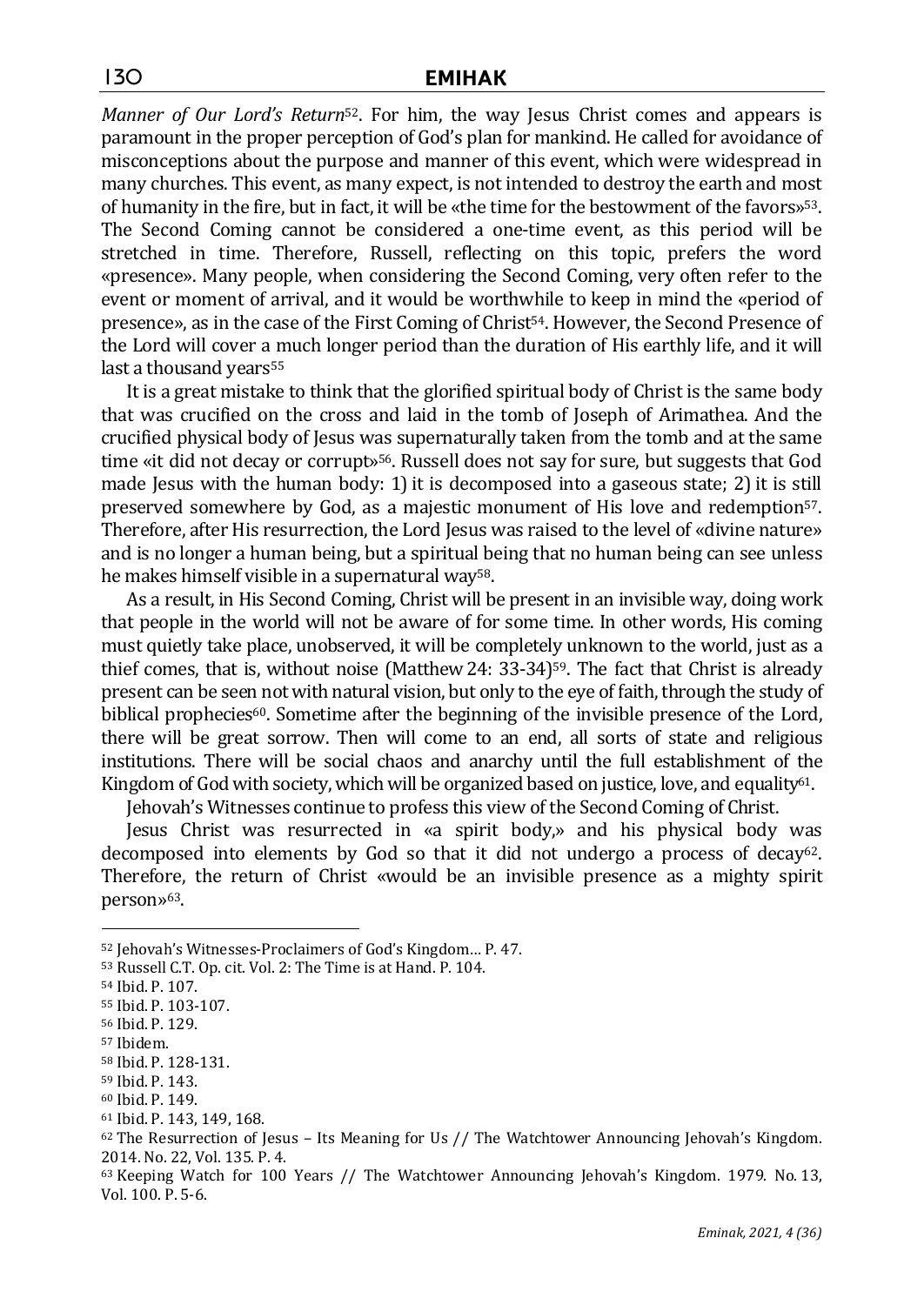*Manner of Our Lord's Return*[52]. For him, the way Jesus Christ comes and appears is paramount in the proper perception of God's plan for mankind. He called for avoidance of misconceptions about the purpose and manner of this event, which were widespread in many churches. This event, as many expect, is not intended to destroy the earth and most of humanity in the fire, but in fact, it will be «the time for the bestowment of the favors»[53]. The Second Coming cannot be considered a one-time event, as this period will be stretched in time. Therefore, Russell, reflecting on this topic, prefers the word «presence». Many people, when considering the Second Coming, very often refer to the event or moment of arrival, and it would be worthwhile to keep in mind the «period of presence», as in the case of the First Coming of Christ[54]. However, the Second Presence of the Lord will cover a much longer period than the duration of His earthly life, and it will last a thousand years[55]

It is a great mistake to think that the glorified spiritual body of Christ is the same body that was crucified on the cross and laid in the tomb of Joseph of Arimathea. And the crucified physical body of Jesus was supernaturally taken from the tomb and at the same time «it did not decay or corrupt»[56]. Russell does not say for sure, but suggests that God made Jesus with the human body: 1) it is decomposed into a gaseous state; 2) it is still preserved somewhere by God, as a majestic monument of His love and redemption[57]. Therefore, after His resurrection, the Lord Jesus was raised to the level of «divine nature» and is no longer a human being, but a spiritual being that no human being can see unless he makes himself visible in a supernatural way[58].

As a result, in His Second Coming, Christ will be present in an invisible way, doing work that people in the world will not be aware of for some time. In other words, His coming must quietly take place, unobserved, it will be completely unknown to the world, just as a thief comes, that is, without noise (Matthew 24: 33-34)[59]. The fact that Christ is already present can be seen not with natural vision, but only to the eye of faith, through the study of biblical prophecies[60]. Sometime after the beginning of the invisible presence of the Lord, there will be great sorrow. Then will come to an end, all sorts of state and religious institutions. There will be social chaos and anarchy until the full establishment of the Kingdom of God with society, which will be organized based on justice, love, and equality[61].

Jehovah's Witnesses continue to profess this view of the Second Coming of Christ.

Jesus Christ was resurrected in «a spirit body,» and his physical body was decomposed into elements by God so that it did not undergo a process of decay[62]. Therefore, the return of Christ «would be an invisible presence as a mighty spirit person»[63].

---

[52] Jehovah's Witnesses-Proclaimers of God's Kingdom… P. 47.

[53] Russell C.T. Op. cit. Vol. 2: The Time is at Hand. P. 104.

[54] Ibid. P. 107.

[55] Ibid. P. 103-107.

[56] Ibid. P. 129.

[57] Ibidem.

[58] Ibid. P. 128-131.

[59] Ibid. P. 143.

[60] Ibid. P. 149.

[61] Ibid. P. 143, 149, 168.

[62] The Resurrection of Jesus – Its Meaning for Us // The Watchtower Announcing Jehovah's Kingdom. 2014. No. 22, Vol. 135. P. 4.

[63] Keeping Watch for 100 Years // The Watchtower Announcing Jehovah's Kingdom. 1979. No. 13, Vol. 100. P. 5-6.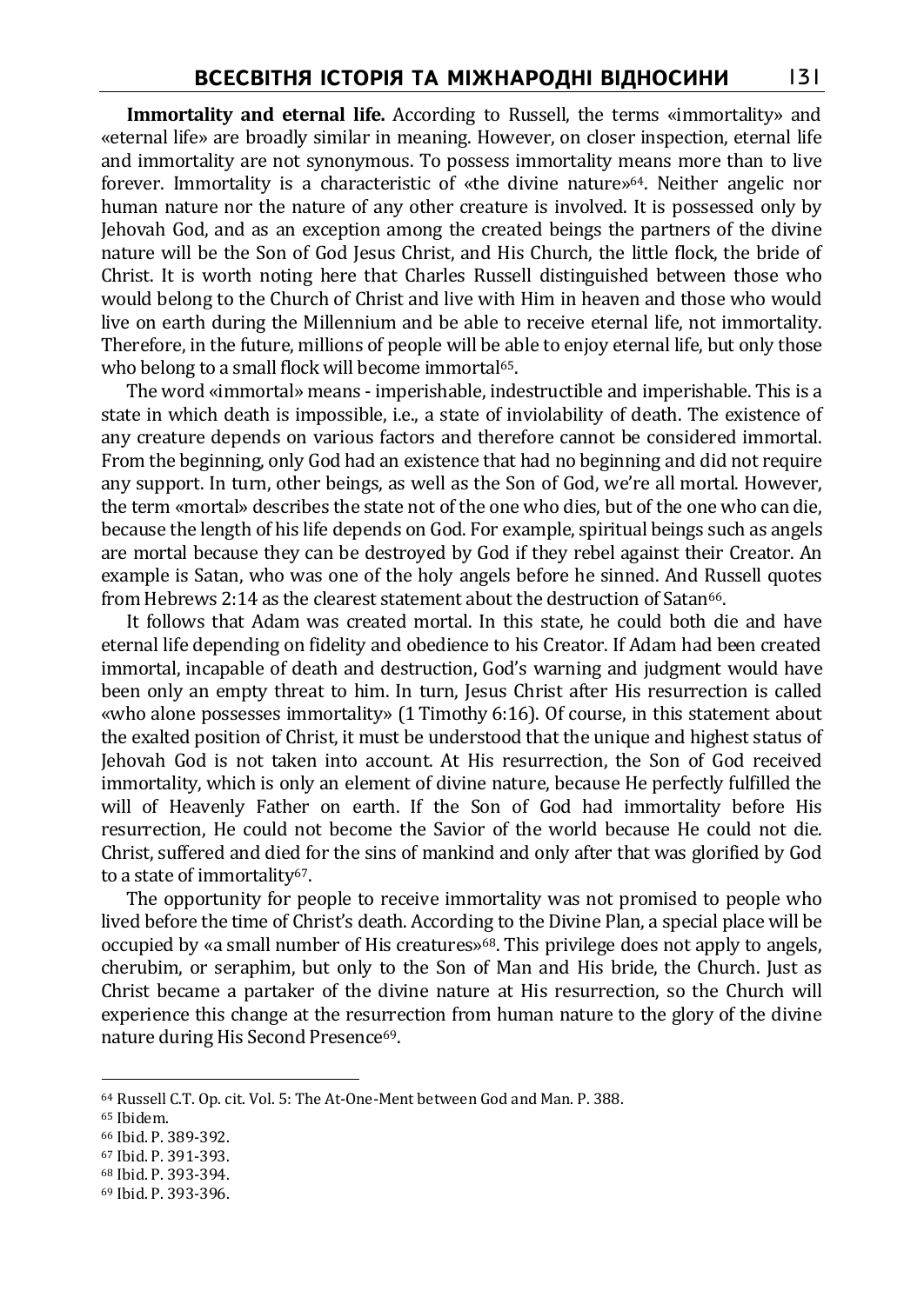**Immortality and eternal life.** According to Russell, the terms «immortality» and «eternal life» are broadly similar in meaning. However, on closer inspection, eternal life and immortality are not synonymous. To possess immortality means more than to live forever. Immortality is a characteristic of «the divine nature»[64]. Neither angelic nor human nature nor the nature of any other creature is involved. It is possessed only by Jehovah God, and as an exception among the created beings the partners of the divine nature will be the Son of God Jesus Christ, and His Church, the little flock, the bride of Christ. It is worth noting here that Charles Russell distinguished between those who would belong to the Church of Christ and live with Him in heaven and those who would live on earth during the Millennium and be able to receive eternal life, not immortality. Therefore, in the future, millions of people will be able to enjoy eternal life, but only those who belong to a small flock will become immortal[65].

The word «immortal» means - imperishable, indestructible and imperishable. This is a state in which death is impossible, i.e., a state of inviolability of death. The existence of any creature depends on various factors and therefore cannot be considered immortal. From the beginning, only God had an existence that had no beginning and did not require any support. In turn, other beings, as well as the Son of God, we're all mortal. However, the term «mortal» describes the state not of the one who dies, but of the one who can die, because the length of his life depends on God. For example, spiritual beings such as angels are mortal because they can be destroyed by God if they rebel against their Creator. An example is Satan, who was one of the holy angels before he sinned. And Russell quotes from Hebrews 2:14 as the clearest statement about the destruction of Satan[66].

It follows that Adam was created mortal. In this state, he could both die and have eternal life depending on fidelity and obedience to his Creator. If Adam had been created immortal, incapable of death and destruction, God's warning and judgment would have been only an empty threat to him. In turn, Jesus Christ after His resurrection is called «who alone possesses immortality» (1 Timothy 6:16). Of course, in this statement about the exalted position of Christ, it must be understood that the unique and highest status of Jehovah God is not taken into account. At His resurrection, the Son of God received immortality, which is only an element of divine nature, because He perfectly fulfilled the will of Heavenly Father on earth. If the Son of God had immortality before His resurrection, He could not become the Savior of the world because He could not die. Christ, suffered and died for the sins of mankind and only after that was glorified by God to a state of immortality[67].

The opportunity for people to receive immortality was not promised to people who lived before the time of Christ's death. According to the Divine Plan, a special place will be occupied by «a small number of His creatures»[68]. This privilege does not apply to angels, cherubim, or seraphim, but only to the Son of Man and His bride, the Church. Just as Christ became a partaker of the divine nature at His resurrection, so the Church will experience this change at the resurrection from human nature to the glory of the divine nature during His Second Presence[69].

---

[64] Russell C.T. Op. cit. Vol. 5: The At-One-Ment between God and Man. P. 388.

[65] Ibidem.

[66] Ibid. P. 389-392.

[67] Ibid. P. 391-393.

[68] Ibid. P. 393-394.

[69] Ibid. P. 393-396.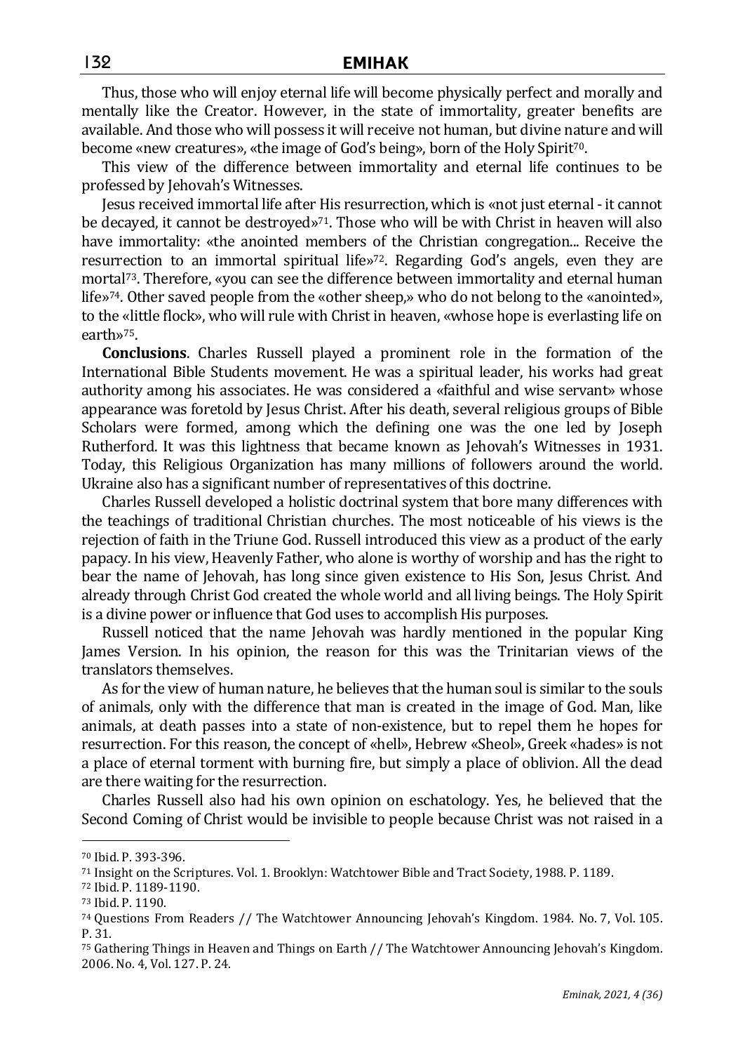Thus, those who will enjoy eternal life will become physically perfect and morally and mentally like the Creator. However, in the state of immortality, greater benefits are available. And those who will possess it will receive not human, but divine nature and will become «new creatures», «the image of God's being», born of the Holy Spirit[70].

This view of the difference between immortality and eternal life continues to be professed by Jehovah's Witnesses.

Jesus received immortal life after His resurrection, which is «not just eternal - it cannot be decayed, it cannot be destroyed»[71]. Those who will be with Christ in heaven will also have immortality: «the anointed members of the Christian congregation... Receive the resurrection to an immortal spiritual life»[72]. Regarding God's angels, even they are mortal[73]. Therefore, «you can see the difference between immortality and eternal human life»[74]. Other saved people from the «other sheep,» who do not belong to the «anointed», to the «little flock», who will rule with Christ in heaven, «whose hope is everlasting life on earth»[75].

**Conclusions**. Charles Russell played a prominent role in the formation of the International Bible Students movement. He was a spiritual leader, his works had great authority among his associates. He was considered a «faithful and wise servant» whose appearance was foretold by Jesus Christ. After his death, several religious groups of Bible Scholars were formed, among which the defining one was the one led by Joseph Rutherford. It was this lightness that became known as Jehovah's Witnesses in 1931. Today, this Religious Organization has many millions of followers around the world. Ukraine also has a significant number of representatives of this doctrine.

Charles Russell developed a holistic doctrinal system that bore many differences with the teachings of traditional Christian churches. The most noticeable of his views is the rejection of faith in the Triune God. Russell introduced this view as a product of the early papacy. In his view, Heavenly Father, who alone is worthy of worship and has the right to bear the name of Jehovah, has long since given existence to His Son, Jesus Christ. And already through Christ God created the whole world and all living beings. The Holy Spirit is a divine power or influence that God uses to accomplish His purposes.

Russell noticed that the name Jehovah was hardly mentioned in the popular King James Version. In his opinion, the reason for this was the Trinitarian views of the translators themselves.

As for the view of human nature, he believes that the human soul is similar to the souls of animals, only with the difference that man is created in the image of God. Man, like animals, at death passes into a state of non-existence, but to repel them he hopes for resurrection. For this reason, the concept of «hell», Hebrew «Sheol», Greek «hades» is not a place of eternal torment with burning fire, but simply a place of oblivion. All the dead are there waiting for the resurrection.

Charles Russell also had his own opinion on eschatology. Yes, he believed that the Second Coming of Christ would be invisible to people because Christ was not raised in a

---

[70] Ibid. P. 393-396.

[71] Insight on the Scriptures. Vol. 1. Brooklyn: Watchtower Bible and Tract Society, 1988. P. 1189.

[72] Ibid. P. 1189-1190.

[73] Ibid. P. 1190.

[74] Questions From Readers // The Watchtower Announcing Jehovah's Kingdom. 1984. No. 7, Vol. 105. P. 31.

[75] Gathering Things in Heaven and Things on Earth // The Watchtower Announcing Jehovah's Kingdom. 2006. No. 4, Vol. 127. P. 24.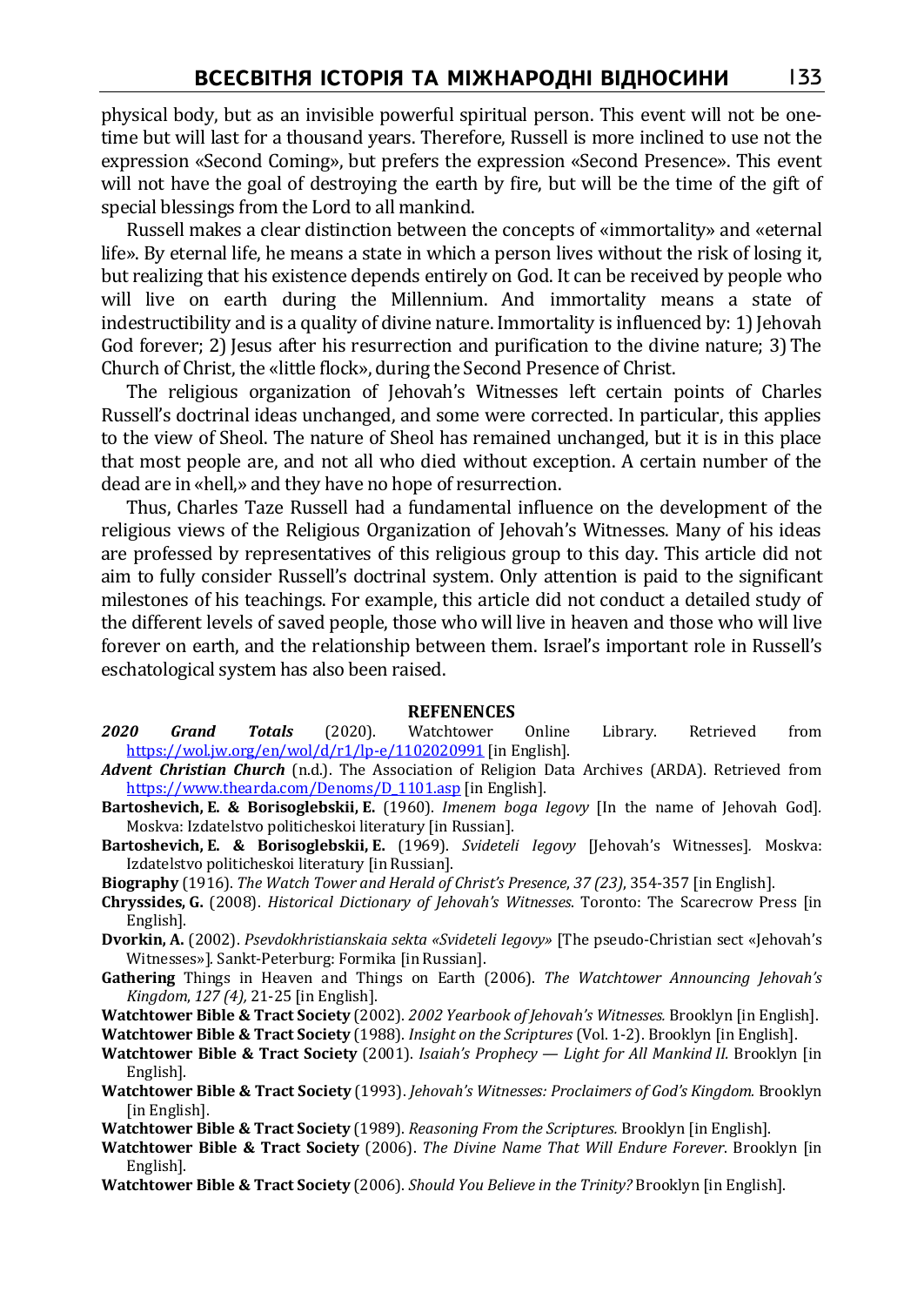physical body, but as an invisible powerful spiritual person. This event will not be one-time but will last for a thousand years. Therefore, Russell is more inclined to use not the expression «Second Coming», but prefers the expression «Second Presence». This event will not have the goal of destroying the earth by fire, but will be the time of the gift of special blessings from the Lord to all mankind.

Russell makes a clear distinction between the concepts of «immortality» and «eternal life». By eternal life, he means a state in which a person lives without the risk of losing it, but realizing that his existence depends entirely on God. It can be received by people who will live on earth during the Millennium. And immortality means a state of indestructibility and is a quality of divine nature. Immortality is influenced by: 1) Jehovah God forever; 2) Jesus after his resurrection and purification to the divine nature; 3) The Church of Christ, the «little flock», during the Second Presence of Christ.

The religious organization of Jehovah's Witnesses left certain points of Charles Russell's doctrinal ideas unchanged, and some were corrected. In particular, this applies to the view of Sheol. The nature of Sheol has remained unchanged, but it is in this place that most people are, and not all who died without exception. A certain number of the dead are in «hell,» and they have no hope of resurrection.

Thus, Charles Taze Russell had a fundamental influence on the development of the religious views of the Religious Organization of Jehovah's Witnesses. Many of his ideas are professed by representatives of this religious group to this day. This article did not aim to fully consider Russell's doctrinal system. Only attention is paid to the significant milestones of his teachings. For example, this article did not conduct a detailed study of the different levels of saved people, those who will live in heaven and those who will live forever on earth, and the relationship between them. Israel's important role in Russell's eschatological system has also been raised.

## REFENENCES

***2020 Grand Totals*** (2020). Watchtower Online Library. Retrieved from https://wol.jw.org/en/wol/d/r1/lp-e/1102020991 [in English].

***Advent Christian Church*** (n.d.). The Association of Religion Data Archives (ARDA). Retrieved from https://www.thearda.com/Denoms/D_1101.asp [in English].

**Bartoshevich, E. & Borisoglebskii, E.** (1960). *Imenem boga Iegovy* [In the name of Jehovah God]. Moskva: Izdatelstvo politicheskoi literatury [in Russian].

**Bartoshevich, E. & Borisoglebskii, E.** (1969). *Svideteli Iegovy* [Jehovah's Witnesses]. Moskva: Izdatelstvo politicheskoi literatury [in Russian].

**Biography** (1916). *The Watch Tower and Herald of Christ's Presence*, *37 (23)*, 354-357 [in English].

**Chryssides, G.** (2008). *Historical Dictionary of Jehovah's Witnesses*. Toronto: The Scarecrow Press [in English].

**Dvorkin, A.** (2002). *Psevdokhristianskaia sekta «Svideteli Iegovy»* [The pseudo-Christian sect «Jehovah's Witnesses»]. Sankt-Peterburg: Formika [in Russian].

**Gathering** Things in Heaven and Things on Earth (2006). *The Watchtower Announcing Jehovah's Kingdom*, *127 (4)*, 21-25 [in English].

**Watchtower Bible & Tract Society** (2002). *2002 Yearbook of Jehovah's Witnesses*. Brooklyn [in English].

**Watchtower Bible & Tract Society** (1988). *Insight on the Scriptures* (Vol. 1-2). Brooklyn [in English].

**Watchtower Bible & Tract Society** (2001). *Isaiah's Prophecy — Light for All Mankind II*. Brooklyn [in English].

**Watchtower Bible & Tract Society** (1993). *Jehovah's Witnesses: Proclaimers of God's Kingdom*. Brooklyn [in English].

**Watchtower Bible & Tract Society** (1989). *Reasoning From the Scriptures*. Brooklyn [in English].

**Watchtower Bible & Tract Society** (2006). *The Divine Name That Will Endure Forever*. Brooklyn [in English].

**Watchtower Bible & Tract Society** (2006). *Should You Believe in the Trinity?* Brooklyn [in English].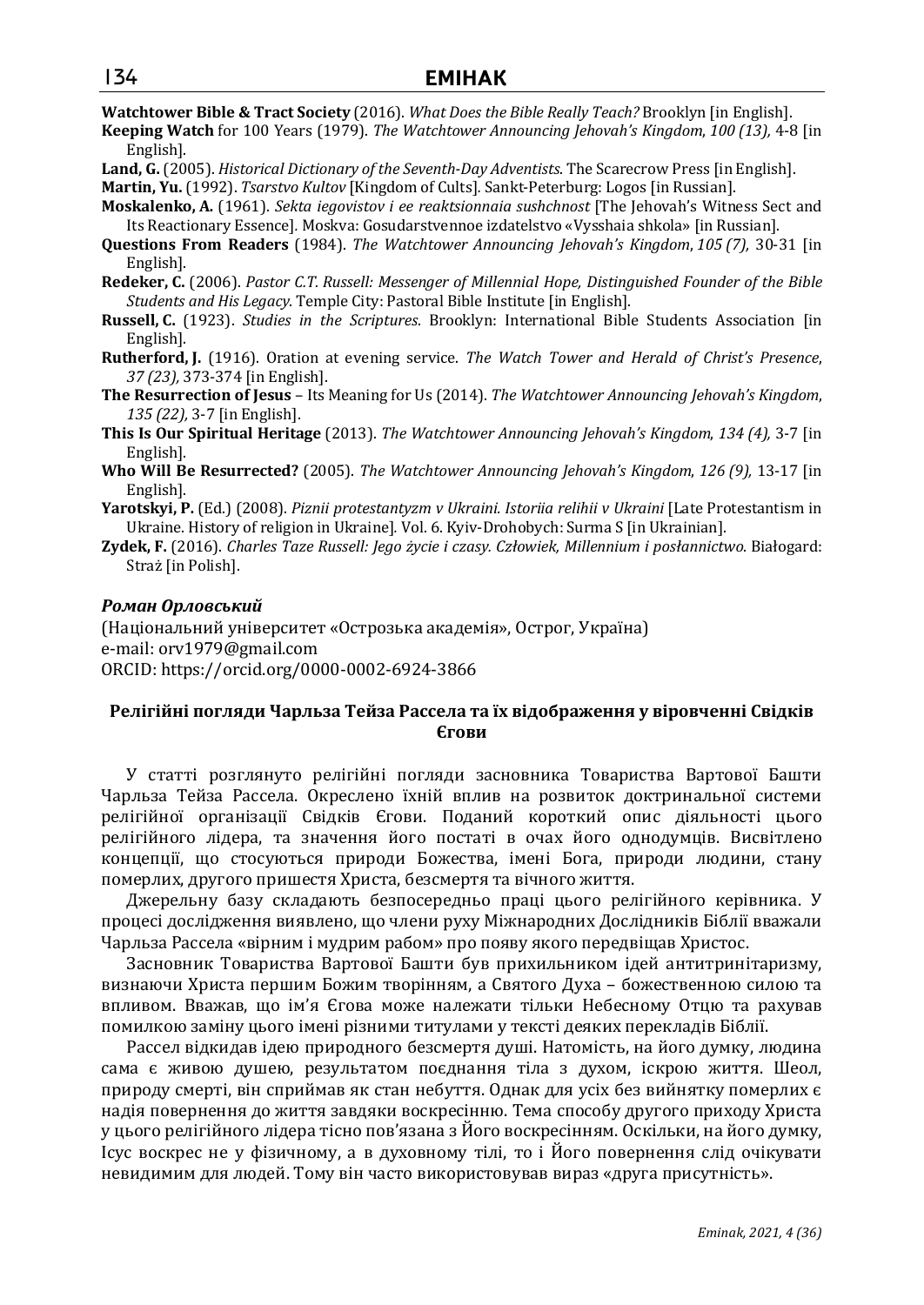**Watchtower Bible & Tract Society** (2016). *What Does the Bible Really Teach?* Brooklyn [in English].

**Keeping Watch** for 100 Years (1979). *The Watchtower Announcing Jehovah's Kingdom*, *100 (13),* 4-8 [in English].

**Land, G.** (2005). *Historical Dictionary of the Seventh-Day Adventists*. The Scarecrow Press [in English].

**Martin, Yu.** (1992). *Tsarstvo Kultov* [Kingdom of Cults]. Sankt-Peterburg: Logos [in Russian].

**Moskalenko, A.** (1961). *Sekta iegovistov i ee reaktsionnaia sushchnost* [The Jehovah's Witness Sect and Its Reactionary Essence]. Moskva: Gosudarstvennoe izdatelstvo «Vysshaia shkola» [in Russian].

**Questions From Readers** (1984). *The Watchtower Announcing Jehovah's Kingdom*, *105 (7),* 30-31 [in English].

**Redeker, C.** (2006). *Pastor C.T. Russell: Messenger of Millennial Hope, Distinguished Founder of the Bible Students and His Legacy*. Temple City: Pastoral Bible Institute [in English].

**Russell, C.** (1923). *Studies in the Scriptures*. Brooklyn: International Bible Students Association [in English].

**Rutherford, J.** (1916). Oration at evening service. *The Watch Tower and Herald of Christ's Presence*, *37 (23),* 373-374 [in English].

**The Resurrection of Jesus** – Its Meaning for Us (2014). *The Watchtower Announcing Jehovah's Kingdom*, *135 (22),* 3-7 [in English].

**This Is Our Spiritual Heritage** (2013). *The Watchtower Announcing Jehovah's Kingdom*, *134 (4),* 3-7 [in English].

**Who Will Be Resurrected?** (2005). *The Watchtower Announcing Jehovah's Kingdom*, *126 (9),* 13-17 [in English].

**Yarotskyi, P.** (Ed.) (2008). *Piznii protestantyzm v Ukraini. Istoriia relihii v Ukraini* [Late Protestantism in Ukraine. History of religion in Ukraine]*.* Vol. 6. Kyiv-Drohobych: Surma S [in Ukrainian].

**Zydek, F.** (2016). *Charles Taze Russell: Jego życie i czasy. Człowiek, Millennium i posłannictwo*. Białogard: Straż [in Polish].

***Роман Орловський***

(Національний університет «Острозька академія», Острог, Україна)
e-mail: orv1979@gmail.com
ORCID: https://orcid.org/0000-0002-6924-3866

**Релігійні погляди Чарльза Тейза Рассела та їх відображення у віровченні Свідків Єгови**

У статті розглянуто релігійні погляди засновника Товариства Вартової Башти Чарльза Тейза Рассела. Окреслено їхній вплив на розвиток доктринальної системи релігійної організації Свідків Єгови. Поданий короткий опис діяльності цього релігійного лідера, та значення його постаті в очах його однодумців. Висвітлено концепції, що стосуються природи Божества, імені Бога, природи людини, стану померлих, другого пришестя Христа, безсмертя та вічного життя.

Джерельну базу складають безпосередньо праці цього релігійного керівника. У процесі дослідження виявлено, що члени руху Міжнародних Дослідників Біблії вважали Чарльза Рассела «вірним і мудрим рабом» про появу якого передвіщав Христос.

Засновник Товариства Вартової Башти був прихильником ідей антитринітаризму, визнаючи Христа першим Божим творінням, а Святого Духа – божественною силою та впливом. Вважав, що ім'я Єгова може належати тільки Небесному Отцю та рахував помилкою заміну цього імені різними титулами у тексті деяких перекладів Біблії.

Рассел відкидав ідею природного безсмертя душі. Натомість, на його думку, людина сама є живою душею, результатом поєднання тіла з духом, іскрою життя. Шеол, природу смерті, він сприймав як стан небуття. Однак для усіх без вийнятку померлих є надія повернення до життя завдяки воскресінню. Тема способу другого приходу Христа у цього релігійного лідера тісно пов'язана з Його воскресінням. Оскільки, на його думку, Ісус воскрес не у фізичному, а в духовному тілі, то і Його повернення слід очікувати невидимим для людей. Тому він часто використовував вираз «друга присутність».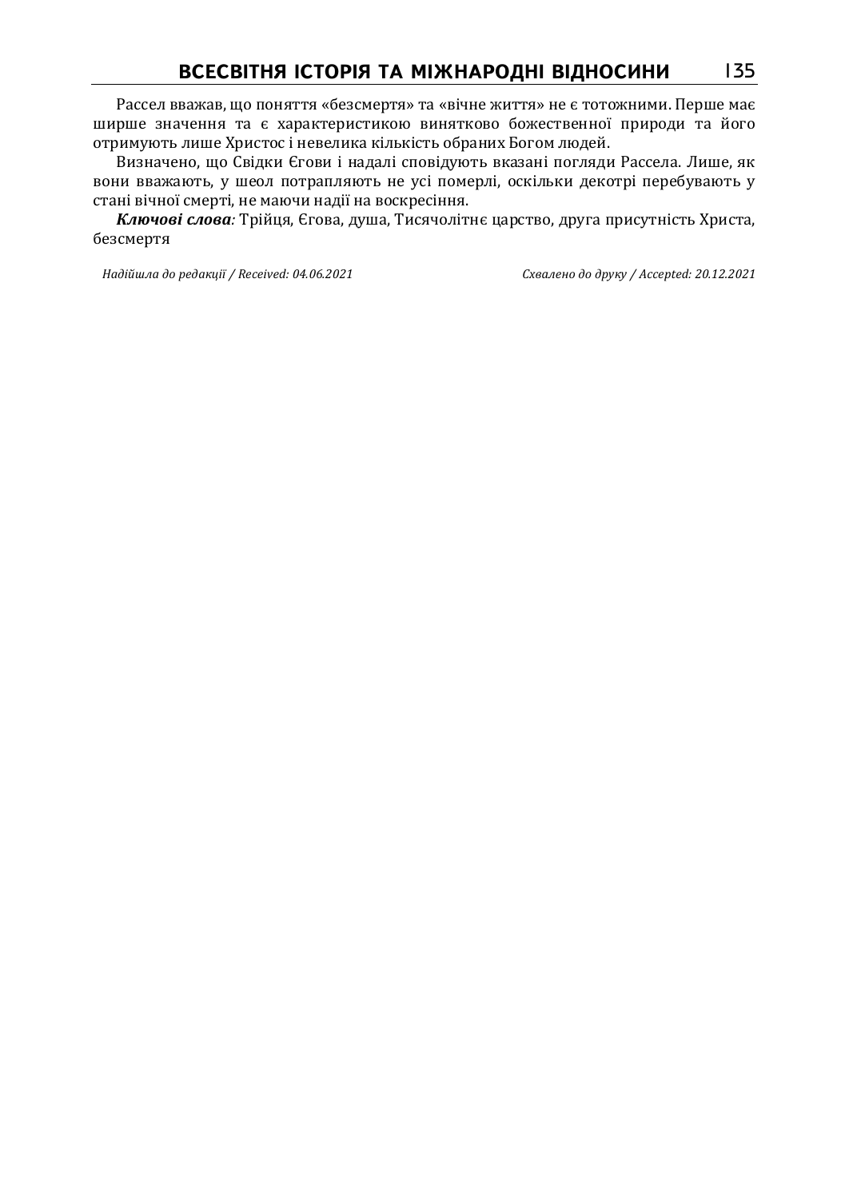Рассел вважав, що поняття «безсмертя» та «вічне життя» не є тотожними. Перше має ширше значення та є характеристикою винятково божественної природи та його отримують лише Христос і невелика кількість обраних Богом людей.

Визначено, що Свідки Єгови і надалі сповідують вказані погляди Рассела. Лише, як вони вважають, у шеол потрапляють не усі померлі, оскільки декотрі перебувають у стані вічної смерті, не маючи надії на воскресіння.

***Ключові слова****:* Трійця, Єгова, душа, Тисячолітнє царство, друга присутність Христа, безсмертя

*Надійшла до редакції / Received: 04.06.2021* *Схвалено до друку / Accepted: 20.12.2021*